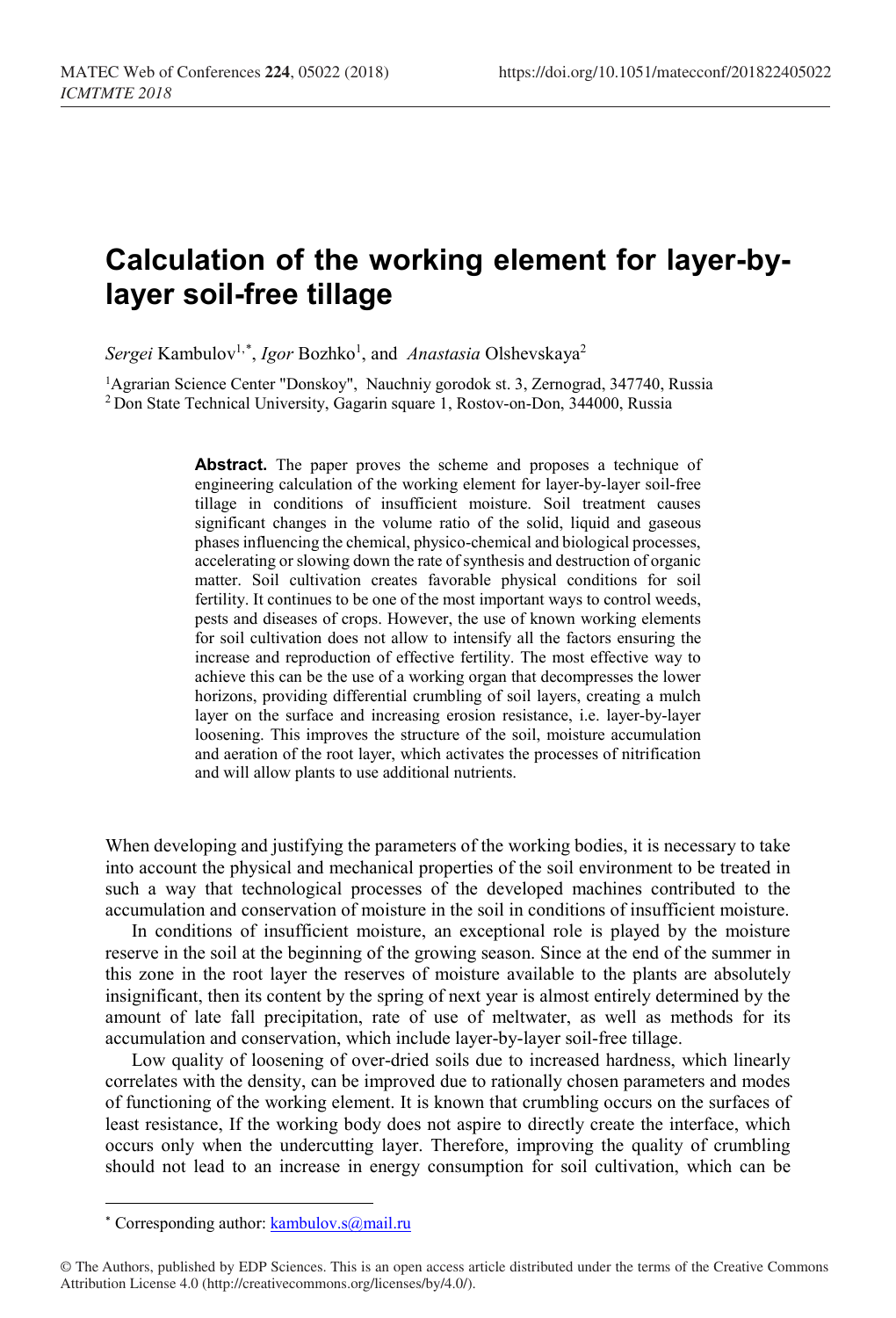# Calculation of the working element for layer-by-layer soil-free tillage

*Sergei* Kambulov[1,*], *Igor* Bozhko[1], and *Anastasia* Olshevskaya[2]

[1]Agrarian Science Center "Donskoy", Nauchniy gorodok st. 3, Zernograd, 347740, Russia
[2] Don State Technical University, Gagarin square 1, Rostov-on-Don, 344000, Russia

**Abstract.** The paper proves the scheme and proposes a technique of engineering calculation of the working element for layer-by-layer soil-free tillage in conditions of insufficient moisture. Soil treatment causes significant changes in the volume ratio of the solid, liquid and gaseous phases influencing the chemical, physico-chemical and biological processes, accelerating or slowing down the rate of synthesis and destruction of organic matter. Soil cultivation creates favorable physical conditions for soil fertility. It continues to be one of the most important ways to control weeds, pests and diseases of crops. However, the use of known working elements for soil cultivation does not allow to intensify all the factors ensuring the increase and reproduction of effective fertility. The most effective way to achieve this can be the use of a working organ that decompresses the lower horizons, providing differential crumbling of soil layers, creating a mulch layer on the surface and increasing erosion resistance, i.e. layer-by-layer loosening. This improves the structure of the soil, moisture accumulation and aeration of the root layer, which activates the processes of nitrification and will allow plants to use additional nutrients.

When developing and justifying the parameters of the working bodies, it is necessary to take into account the physical and mechanical properties of the soil environment to be treated in such a way that technological processes of the developed machines contributed to the accumulation and conservation of moisture in the soil in conditions of insufficient moisture.

In conditions of insufficient moisture, an exceptional role is played by the moisture reserve in the soil at the beginning of the growing season. Since at the end of the summer in this zone in the root layer the reserves of moisture available to the plants are absolutely insignificant, then its content by the spring of next year is almost entirely determined by the amount of late fall precipitation, rate of use of meltwater, as well as methods for its accumulation and conservation, which include layer-by-layer soil-free tillage.

Low quality of loosening of over-dried soils due to increased hardness, which linearly correlates with the density, can be improved due to rationally chosen parameters and modes of functioning of the working element. It is known that crumbling occurs on the surfaces of least resistance, If the working body does not aspire to directly create the interface, which occurs only when the undercutting layer. Therefore, improving the quality of crumbling should not lead to an increase in energy consumption for soil cultivation, which can be

* Corresponding author: kambulov.s@mail.ru

© The Authors, published by EDP Sciences. This is an open access article distributed under the terms of the Creative Commons Attribution License 4.0 (http://creativecommons.org/licenses/by/4.0/).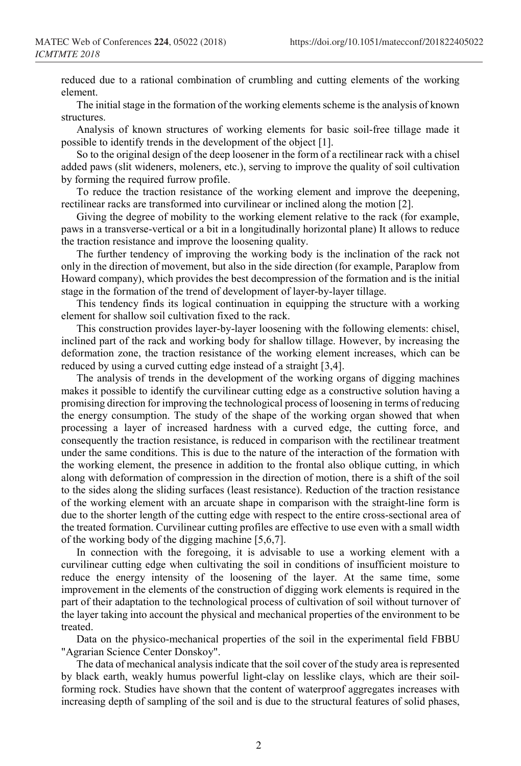reduced due to a rational combination of crumbling and cutting elements of the working element.

The initial stage in the formation of the working elements scheme is the analysis of known structures.

Analysis of known structures of working elements for basic soil-free tillage made it possible to identify trends in the development of the object [1].

So to the original design of the deep loosener in the form of a rectilinear rack with a chisel added paws (slit wideners, moleners, etc.), serving to improve the quality of soil cultivation by forming the required furrow profile.

To reduce the traction resistance of the working element and improve the deepening, rectilinear racks are transformed into curvilinear or inclined along the motion [2].

Giving the degree of mobility to the working element relative to the rack (for example, paws in a transverse-vertical or a bit in a longitudinally horizontal plane) It allows to reduce the traction resistance and improve the loosening quality.

The further tendency of improving the working body is the inclination of the rack not only in the direction of movement, but also in the side direction (for example, Paraplow from Howard company), which provides the best decompression of the formation and is the initial stage in the formation of the trend of development of layer-by-layer tillage.

This tendency finds its logical continuation in equipping the structure with a working element for shallow soil cultivation fixed to the rack.

This construction provides layer-by-layer loosening with the following elements: chisel, inclined part of the rack and working body for shallow tillage. However, by increasing the deformation zone, the traction resistance of the working element increases, which can be reduced by using a curved cutting edge instead of a straight [3,4].

The analysis of trends in the development of the working organs of digging machines makes it possible to identify the curvilinear cutting edge as a constructive solution having a promising direction for improving the technological process of loosening in terms of reducing the energy consumption. The study of the shape of the working organ showed that when processing a layer of increased hardness with a curved edge, the cutting force, and consequently the traction resistance, is reduced in comparison with the rectilinear treatment under the same conditions. This is due to the nature of the interaction of the formation with the working element, the presence in addition to the frontal also oblique cutting, in which along with deformation of compression in the direction of motion, there is a shift of the soil to the sides along the sliding surfaces (least resistance). Reduction of the traction resistance of the working element with an arcuate shape in comparison with the straight-line form is due to the shorter length of the cutting edge with respect to the entire cross-sectional area of the treated formation. Curvilinear cutting profiles are effective to use even with a small width of the working body of the digging machine [5,6,7].

In connection with the foregoing, it is advisable to use a working element with a curvilinear cutting edge when cultivating the soil in conditions of insufficient moisture to reduce the energy intensity of the loosening of the layer. At the same time, some improvement in the elements of the construction of digging work elements is required in the part of their adaptation to the technological process of cultivation of soil without turnover of the layer taking into account the physical and mechanical properties of the environment to be treated.

Data on the physico-mechanical properties of the soil in the experimental field FBBU "Agrarian Science Center Donskoy".

The data of mechanical analysis indicate that the soil cover of the study area is represented by black earth, weakly humus powerful light-clay on lesslike clays, which are their soil-forming rock. Studies have shown that the content of waterproof aggregates increases with increasing depth of sampling of the soil and is due to the structural features of solid phases,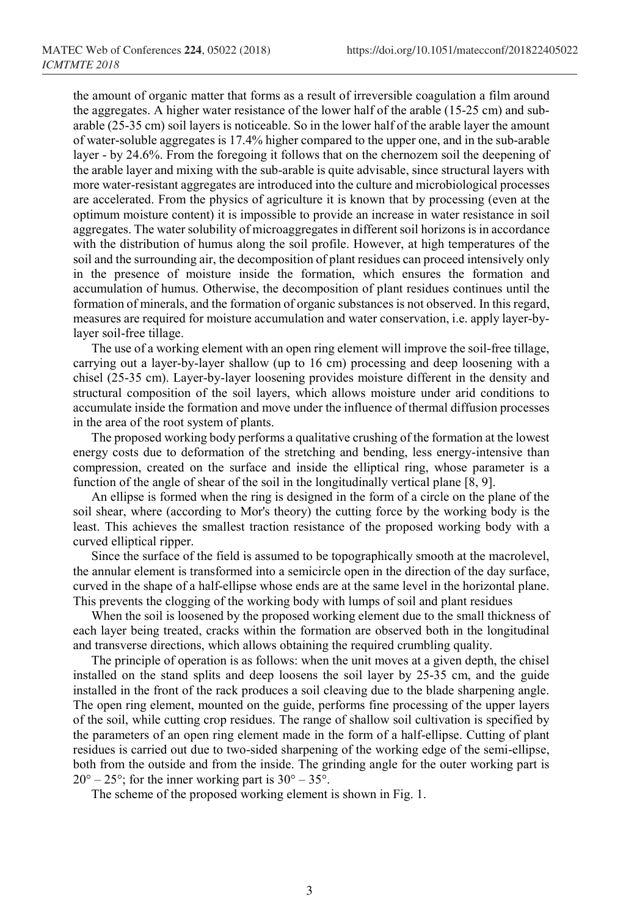the amount of organic matter that forms as a result of irreversible coagulation a film around the aggregates. A higher water resistance of the lower half of the arable (15-25 cm) and sub-arable (25-35 cm) soil layers is noticeable. So in the lower half of the arable layer the amount of water-soluble aggregates is 17.4% higher compared to the upper one, and in the sub-arable layer - by 24.6%. From the foregoing it follows that on the chernozem soil the deepening of the arable layer and mixing with the sub-arable is quite advisable, since structural layers with more water-resistant aggregates are introduced into the culture and microbiological processes are accelerated. From the physics of agriculture it is known that by processing (even at the optimum moisture content) it is impossible to provide an increase in water resistance in soil aggregates. The water solubility of microaggregates in different soil horizons is in accordance with the distribution of humus along the soil profile. However, at high temperatures of the soil and the surrounding air, the decomposition of plant residues can proceed intensively only in the presence of moisture inside the formation, which ensures the formation and accumulation of humus. Otherwise, the decomposition of plant residues continues until the formation of minerals, and the formation of organic substances is not observed. In this regard, measures are required for moisture accumulation and water conservation, i.e. apply layer-by-layer soil-free tillage.

The use of a working element with an open ring element will improve the soil-free tillage, carrying out a layer-by-layer shallow (up to 16 cm) processing and deep loosening with a chisel (25-35 cm). Layer-by-layer loosening provides moisture different in the density and structural composition of the soil layers, which allows moisture under arid conditions to accumulate inside the formation and move under the influence of thermal diffusion processes in the area of the root system of plants.

The proposed working body performs a qualitative crushing of the formation at the lowest energy costs due to deformation of the stretching and bending, less energy-intensive than compression, created on the surface and inside the elliptical ring, whose parameter is a function of the angle of shear of the soil in the longitudinally vertical plane [8, 9].

An ellipse is formed when the ring is designed in the form of a circle on the plane of the soil shear, where (according to Mor's theory) the cutting force by the working body is the least. This achieves the smallest traction resistance of the proposed working body with a curved elliptical ripper.

Since the surface of the field is assumed to be topographically smooth at the macrolevel, the annular element is transformed into a semicircle open in the direction of the day surface, curved in the shape of a half-ellipse whose ends are at the same level in the horizontal plane. This prevents the clogging of the working body with lumps of soil and plant residues

When the soil is loosened by the proposed working element due to the small thickness of each layer being treated, cracks within the formation are observed both in the longitudinal and transverse directions, which allows obtaining the required crumbling quality.

The principle of operation is as follows: when the unit moves at a given depth, the chisel installed on the stand splits and deep loosens the soil layer by 25-35 cm, and the guide installed in the front of the rack produces a soil cleaving due to the blade sharpening angle. The open ring element, mounted on the guide, performs fine processing of the upper layers of the soil, while cutting crop residues. The range of shallow soil cultivation is specified by the parameters of an open ring element made in the form of a half-ellipse. Cutting of plant residues is carried out due to two-sided sharpening of the working edge of the semi-ellipse, both from the outside and from the inside. The grinding angle for the outer working part is $20° – 25°$; for the inner working part is $30° – 35°$.

The scheme of the proposed working element is shown in Fig. 1.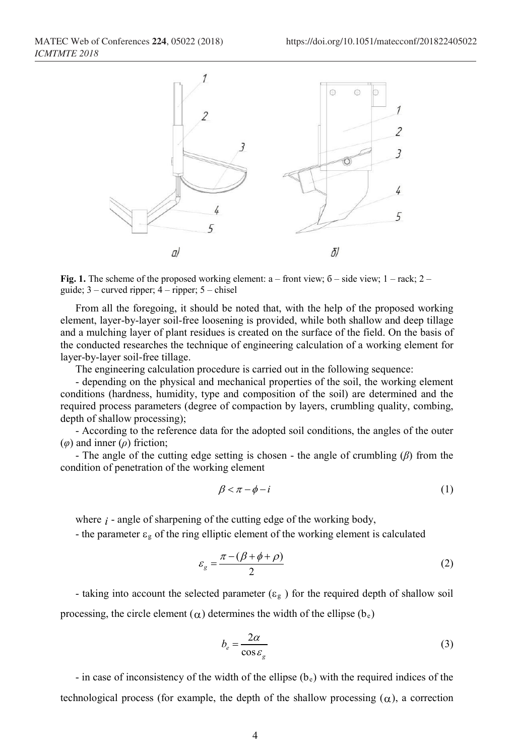**Fig. 1.** The scheme of the proposed working element: a – front view; б – side view; 1 – rack; 2 – guide; 3 – curved ripper; 4 – ripper; 5 – chisel

From all the foregoing, it should be noted that, with the help of the proposed working element, layer-by-layer soil-free loosening is provided, while both shallow and deep tillage and a mulching layer of plant residues is created on the surface of the field. On the basis of the conducted researches the technique of engineering calculation of a working element for layer-by-layer soil-free tillage.

The engineering calculation procedure is carried out in the following sequence:

- depending on the physical and mechanical properties of the soil, the working element conditions (hardness, humidity, type and composition of the soil) are determined and the required process parameters (degree of compaction by layers, crumbling quality, combing, depth of shallow processing);
- According to the reference data for the adopted soil conditions, the angles of the outer ($\varphi$) and inner ($\rho$) friction;
- The angle of the cutting edge setting is chosen - the angle of crumbling ($\beta$) from the condition of penetration of the working element

$$\beta < \pi - \phi - i \tag{1}$$

where $i$ - angle of sharpening of the cutting edge of the working body,

- the parameter $\varepsilon_g$ of the ring elliptic element of the working element is calculated

$$\varepsilon_g = \frac{\pi - (\beta + \phi + \rho)}{2} \tag{2}$$

- taking into account the selected parameter ($\varepsilon_g$ ) for the required depth of shallow soil processing, the circle element ($\alpha$) determines the width of the ellipse ($b_e$)

$$b_e = \frac{2\alpha}{\cos \varepsilon_g} \tag{3}$$

- in case of inconsistency of the width of the ellipse ($b_e$) with the required indices of the technological process (for example, the depth of the shallow processing ($\alpha$), a correction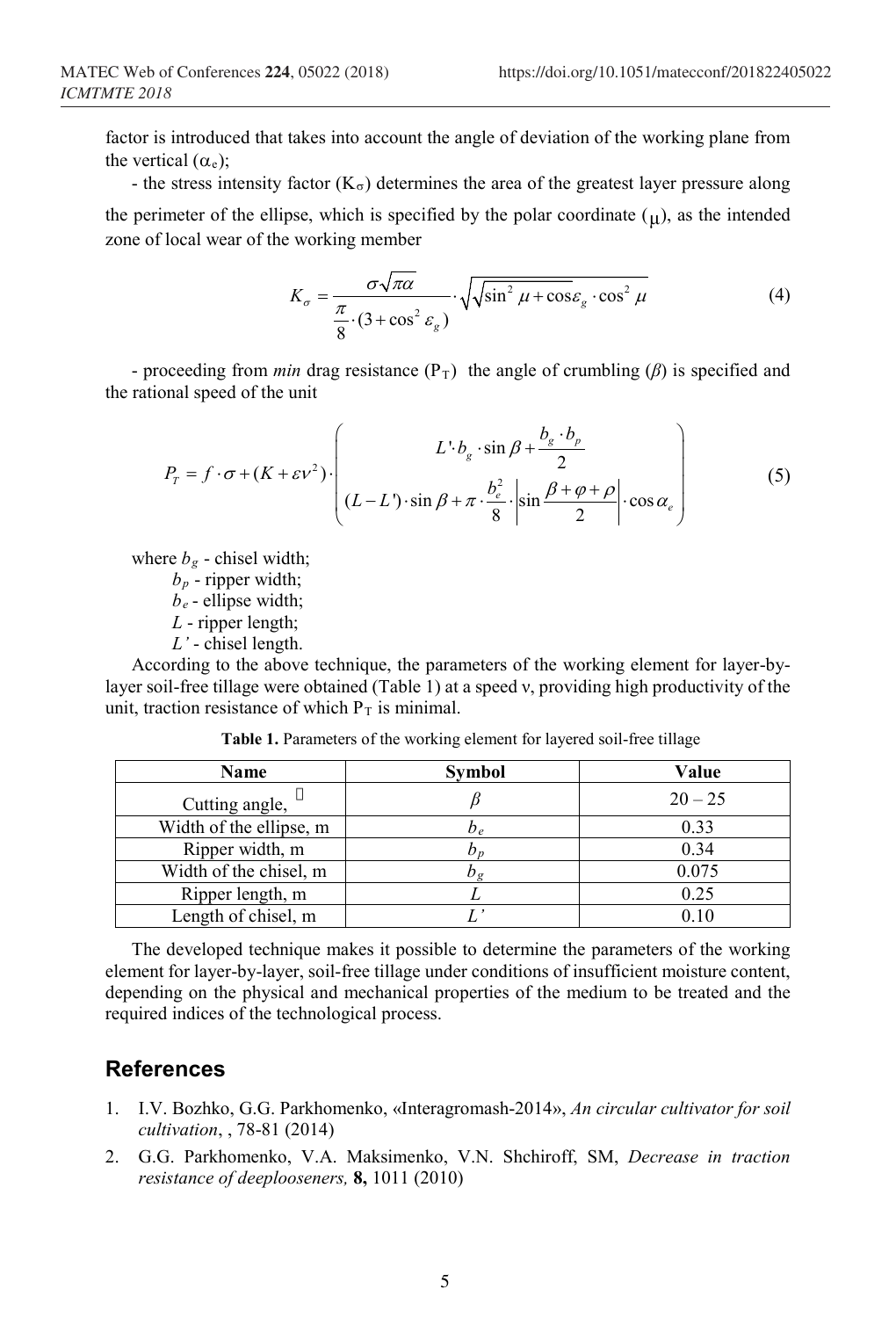factor is introduced that takes into account the angle of deviation of the working plane from the vertical ($\alpha_e$);

- the stress intensity factor ($K_\sigma$) determines the area of the greatest layer pressure along the perimeter of the ellipse, which is specified by the polar coordinate ($\mu$), as the intended zone of local wear of the working member

$$K_\sigma = \frac{\sigma\sqrt{\pi\alpha}}{\frac{\pi}{8}\cdot(3+\cos^2\varepsilon_g)}\cdot\sqrt{\sqrt{\sin^2\mu+\cos\varepsilon_g\cdot\cos^2\mu}} \tag{4}$$

- proceeding from *min* drag resistance ($P_T$) the angle of crumbling ($\beta$) is specified and the rational speed of the unit

$$P_T = f\cdot\sigma + (K+\varepsilon v^2)\cdot\left(\begin{array}{c} L'\cdot b_g\cdot\sin\beta + \dfrac{b_g\cdot b_p}{2} \\ (L-L')\cdot\sin\beta + \pi\cdot\dfrac{b_e^2}{8}\cdot\left|\sin\dfrac{\beta+\varphi+\rho}{2}\right|\cdot\cos\alpha_e \end{array}\right) \tag{5}$$

where $b_g$ - chisel width;

$b_p$ - ripper width;

$b_e$ - ellipse width;

$L$ - ripper length;

$L'$ - chisel length.

According to the above technique, the parameters of the working element for layer-by-layer soil-free tillage were obtained (Table 1) at a speed ν, providing high productivity of the unit, traction resistance of which $P_T$ is minimal.

**Table 1.** Parameters of the working element for layered soil-free tillage

| Name | Symbol | Value |
|---|---|---|
| Cutting angle, | $\beta$ | 20 – 25 |
| Width of the ellipse, m | $b_e$ | 0.33 |
| Ripper width, m | $b_p$ | 0.34 |
| Width of the chisel, m | $b_g$ | 0.075 |
| Ripper length, m | $L$ | 0.25 |
| Length of chisel, m | $L'$ | 0.10 |

The developed technique makes it possible to determine the parameters of the working element for layer-by-layer, soil-free tillage under conditions of insufficient moisture content, depending on the physical and mechanical properties of the medium to be treated and the required indices of the technological process.

## References

1. I.V. Bozhko, G.G. Parkhomenko, «Interagromash-2014», *An circular cultivator for soil cultivation*, , 78-81 (2014)
2. G.G. Parkhomenko, V.A. Maksimenko, V.N. Shchiroff, SM, *Decrease in traction resistance of deeplooseners,* **8,** 1011 (2010)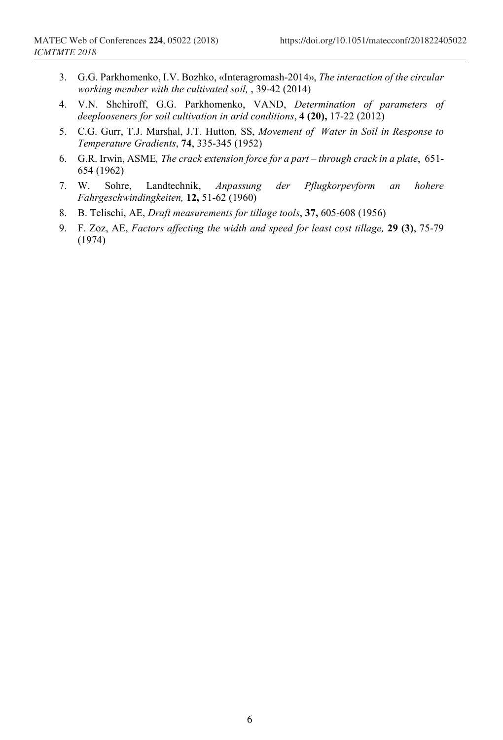3. G.G. Parkhomenko, I.V. Bozhko, «Interagromash-2014», *The interaction of the circular working member with the cultivated soil,* , 39-42 (2014)
4. V.N. Shchiroff, G.G. Parkhomenko, VAND, *Determination of parameters of deeplooseners for soil cultivation in arid conditions*, **4 (20),** 17-22 (2012)
5. C.G. Gurr, T.J. Marshal, J.T. Hutton*,* SS, *Movement of Water in Soil in Response to Temperature Gradients*, **74**, 335-345 (1952)
6. G.R. Irwin, ASME*, The crack extension force for a part – through crack in a plate*, 651-654 (1962)
7. W. Sohre, Landtechnik, *Anpassung der Pflugkorpevform an hohere Fahrgeschwindingkeiten,* **12,** 51-62 (1960)
8. B. Telischi, AE, *Draft measurements for tillage tools*, **37,** 605-608 (1956)
9. F. Zoz, AE, *Factors affecting the width and speed for least cost tillage,* **29 (3)**, 75-79 (1974)